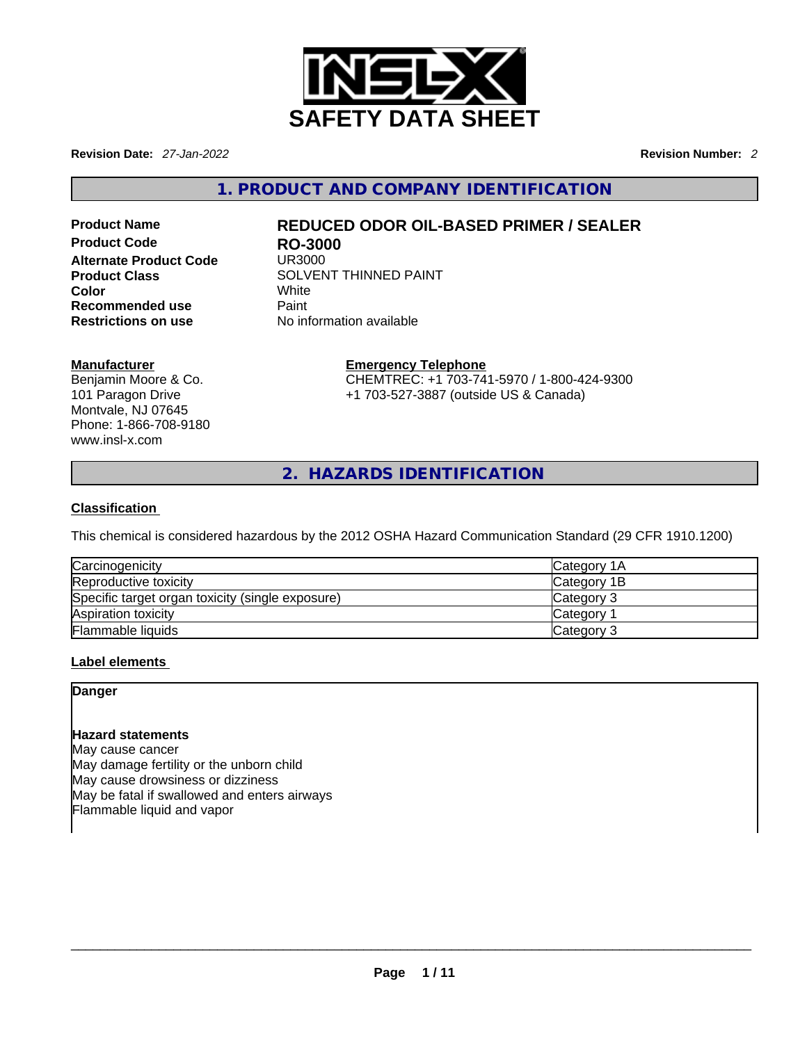# SAFETY DATA SHEET

**Revision Date:** *27-Jan-2022* **Revision Number:** *2*

## 1. PRODUCT AND COMPANY IDENTIFICATION

| | |
|---|---|
| **Product Name** | **REDUCED ODOR OIL-BASED PRIMER / SEALER** |
| **Product Code** | **RO-3000** |
| **Alternate Product Code** | UR3000 |
| **Product Class** | SOLVENT THINNED PAINT |
| **Color** | White |
| **Recommended use** | Paint |
| **Restrictions on use** | No information available |

**Manufacturer**

Benjamin Moore & Co.
101 Paragon Drive
Montvale, NJ 07645
Phone: 1-866-708-9180
www.insl-x.com

**Emergency Telephone**

CHEMTREC: +1 703-741-5970 / 1-800-424-9300
+1 703-527-3887 (outside US & Canada)

## 2. HAZARDS IDENTIFICATION

**Classification**

This chemical is considered hazardous by the 2012 OSHA Hazard Communication Standard (29 CFR 1910.1200)

| | |
|---|---|
| Carcinogenicity | Category 1A |
| Reproductive toxicity | Category 1B |
| Specific target organ toxicity (single exposure) | Category 3 |
| Aspiration toxicity | Category 1 |
| Flammable liquids | Category 3 |

**Label elements**

**Danger**

**Hazard statements**

May cause cancer
May damage fertility or the unborn child
May cause drowsiness or dizziness
May be fatal if swallowed and enters airways
Flammable liquid and vapor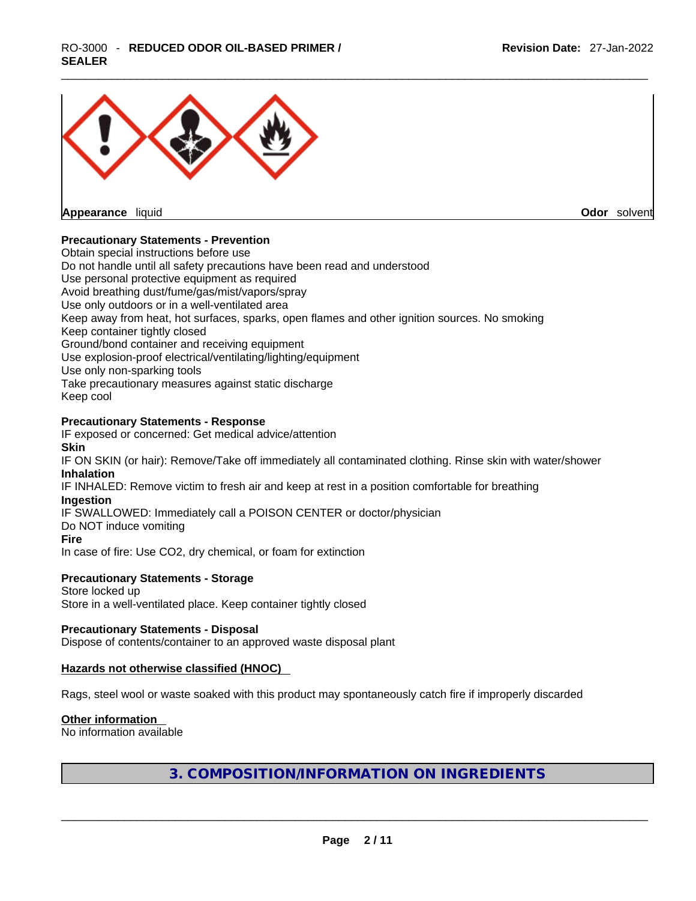**Appearance** liquid **Odor** solvent

### Precautionary Statements - Prevention

Obtain special instructions before use
Do not handle until all safety precautions have been read and understood
Use personal protective equipment as required
Avoid breathing dust/fume/gas/mist/vapors/spray
Use only outdoors or in a well-ventilated area
Keep away from heat, hot surfaces, sparks, open flames and other ignition sources. No smoking
Keep container tightly closed
Ground/bond container and receiving equipment
Use explosion-proof electrical/ventilating/lighting/equipment
Use only non-sparking tools
Take precautionary measures against static discharge
Keep cool

### Precautionary Statements - Response

IF exposed or concerned: Get medical advice/attention

**Skin**

IF ON SKIN (or hair): Remove/Take off immediately all contaminated clothing. Rinse skin with water/shower

**Inhalation**

IF INHALED: Remove victim to fresh air and keep at rest in a position comfortable for breathing

**Ingestion**

IF SWALLOWED: Immediately call a POISON CENTER or doctor/physician
Do NOT induce vomiting

**Fire**

In case of fire: Use $CO_2$, dry chemical, or foam for extinction

### Precautionary Statements - Storage

Store locked up
Store in a well-ventilated place. Keep container tightly closed

### Precautionary Statements - Disposal

Dispose of contents/container to an approved waste disposal plant

### Hazards not otherwise classified (HNOC)

Rags, steel wool or waste soaked with this product may spontaneously catch fire if improperly discarded

### Other information

No information available

## 3. COMPOSITION/INFORMATION ON INGREDIENTS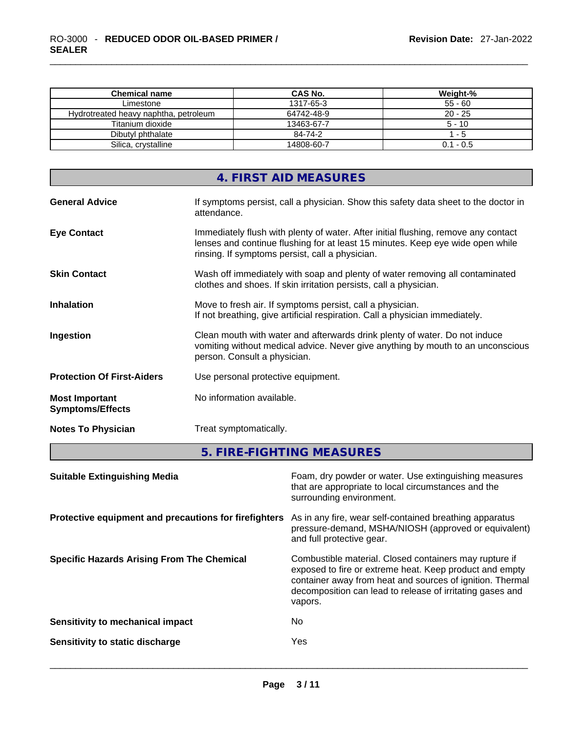| Chemical name | CAS No. | Weight-% |
| --- | --- | --- |
| Limestone | 1317-65-3 | 55 - 60 |
| Hydrotreated heavy naphtha, petroleum | 64742-48-9 | 20 - 25 |
| Titanium dioxide | 13463-67-7 | 5 - 10 |
| Dibutyl phthalate | 84-74-2 | 1 - 5 |
| Silica, crystalline | 14808-60-7 | 0.1 - 0.5 |

## 4. FIRST AID MEASURES

**General Advice** If symptoms persist, call a physician. Show this safety data sheet to the doctor in attendance.

**Eye Contact** Immediately flush with plenty of water. After initial flushing, remove any contact lenses and continue flushing for at least 15 minutes. Keep eye wide open while rinsing. If symptoms persist, call a physician.

**Skin Contact** Wash off immediately with soap and plenty of water removing all contaminated clothes and shoes. If skin irritation persists, call a physician.

**Inhalation** Move to fresh air. If symptoms persist, call a physician.
If not breathing, give artificial respiration. Call a physician immediately.

**Ingestion** Clean mouth with water and afterwards drink plenty of water. Do not induce vomiting without medical advice. Never give anything by mouth to an unconscious person. Consult a physician.

**Protection Of First-Aiders** Use personal protective equipment.

**Most Important Symptoms/Effects** No information available.

**Notes To Physician** Treat symptomatically.

## 5. FIRE-FIGHTING MEASURES

**Suitable Extinguishing Media** Foam, dry powder or water. Use extinguishing measures that are appropriate to local circumstances and the surrounding environment.

**Protective equipment and precautions for firefighters** As in any fire, wear self-contained breathing apparatus pressure-demand, MSHA/NIOSH (approved or equivalent) and full protective gear.

**Specific Hazards Arising From The Chemical** Combustible material. Closed containers may rupture if exposed to fire or extreme heat. Keep product and empty container away from heat and sources of ignition. Thermal decomposition can lead to release of irritating gases and vapors.

**Sensitivity to mechanical impact** No

**Sensitivity to static discharge** Yes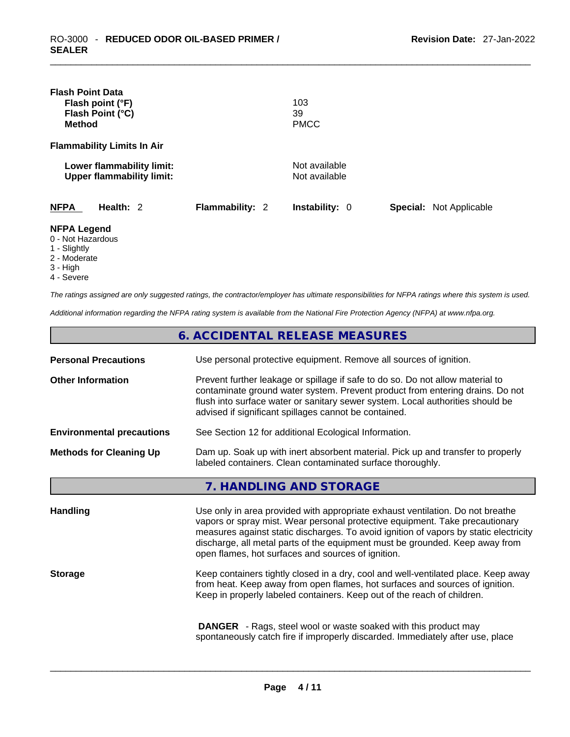**Flash Point Data**

| | |
|---|---|
| **Flash point (°F)** | 103 |
| **Flash Point (°C)** | 39 |
| **Method** | PMCC |

**Flammability Limits In Air**

| | |
|---|---|
| **Lower flammability limit:** | Not available |
| **Upper flammability limit:** | Not available |

| **NFPA** | **Health:** 2 | **Flammability:** 2 | **Instability:** 0 | **Special:** Not Applicable |
|---|---|---|---|---|

**NFPA Legend**
0 - Not Hazardous
1 - Slightly
2 - Moderate
3 - High
4 - Severe

*The ratings assigned are only suggested ratings, the contractor/employer has ultimate responsibilities for NFPA ratings where this system is used.*

*Additional information regarding the NFPA rating system is available from the National Fire Protection Agency (NFPA) at www.nfpa.org.*

## 6. ACCIDENTAL RELEASE MEASURES

**Personal Precautions**
Use personal protective equipment. Remove all sources of ignition.

**Other Information**
Prevent further leakage or spillage if safe to do so. Do not allow material to contaminate ground water system. Prevent product from entering drains. Do not flush into surface water or sanitary sewer system. Local authorities should be advised if significant spillages cannot be contained.

**Environmental precautions**
See Section 12 for additional Ecological Information.

**Methods for Cleaning Up**
Dam up. Soak up with inert absorbent material. Pick up and transfer to properly labeled containers. Clean contaminated surface thoroughly.

## 7. HANDLING AND STORAGE

**Handling**
Use only in area provided with appropriate exhaust ventilation. Do not breathe vapors or spray mist. Wear personal protective equipment. Take precautionary measures against static discharges. To avoid ignition of vapors by static electricity discharge, all metal parts of the equipment must be grounded. Keep away from open flames, hot surfaces and sources of ignition.

**Storage**
Keep containers tightly closed in a dry, cool and well-ventilated place. Keep away from heat. Keep away from open flames, hot surfaces and sources of ignition. Keep in properly labeled containers. Keep out of the reach of children.

**DANGER** - Rags, steel wool or waste soaked with this product may spontaneously catch fire if improperly discarded. Immediately after use, place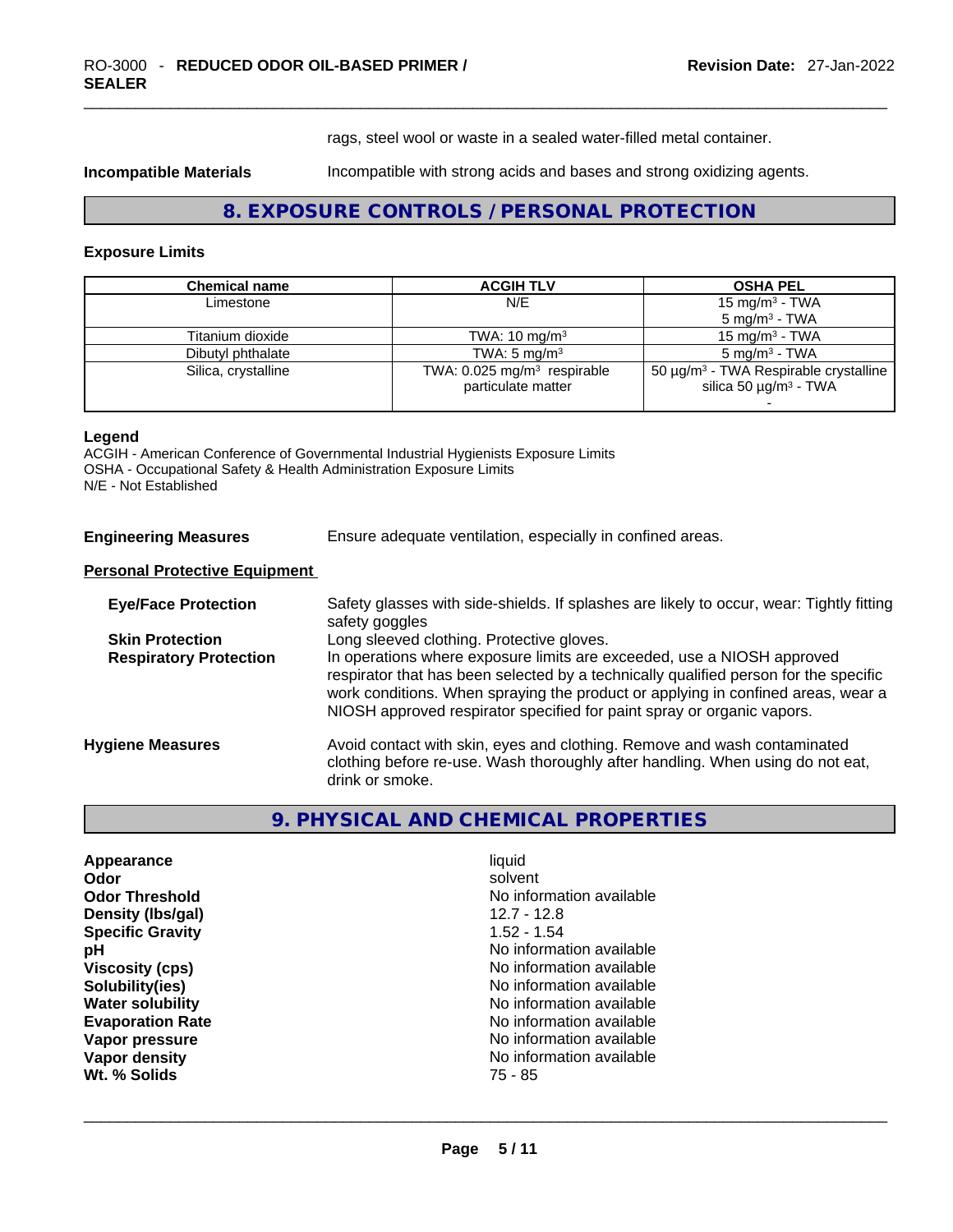rags, steel wool or waste in a sealed water-filled metal container.

**Incompatible Materials** Incompatible with strong acids and bases and strong oxidizing agents.

## 8. EXPOSURE CONTROLS / PERSONAL PROTECTION

### Exposure Limits

| Chemical name | ACGIH TLV | OSHA PEL |
|---|---|---|
| Limestone | N/E | 15 mg/m³ - TWA<br>5 mg/m³ - TWA |
| Titanium dioxide | TWA: 10 mg/m³ | 15 mg/m³ - TWA |
| Dibutyl phthalate | TWA: 5 mg/m³ | 5 mg/m³ - TWA |
| Silica, crystalline | TWA: 0.025 mg/m³ respirable particulate matter | 50 µg/m³ - TWA Respirable crystalline silica 50 µg/m³ - TWA<br>- |

**Legend**
ACGIH - American Conference of Governmental Industrial Hygienists Exposure Limits
OSHA - Occupational Safety & Health Administration Exposure Limits
N/E - Not Established

**Engineering Measures** Ensure adequate ventilation, especially in confined areas.

**Personal Protective Equipment**

**Eye/Face Protection** Safety glasses with side-shields. If splashes are likely to occur, wear: Tightly fitting safety goggles

**Skin Protection** Long sleeved clothing. Protective gloves.

**Respiratory Protection** In operations where exposure limits are exceeded, use a NIOSH approved respirator that has been selected by a technically qualified person for the specific work conditions. When spraying the product or applying in confined areas, wear a NIOSH approved respirator specified for paint spray or organic vapors.

**Hygiene Measures** Avoid contact with skin, eyes and clothing. Remove and wash contaminated clothing before re-use. Wash thoroughly after handling. When using do not eat, drink or smoke.

## 9. PHYSICAL AND CHEMICAL PROPERTIES

| | |
|---|---|
| **Appearance** | liquid |
| **Odor** | solvent |
| **Odor Threshold** | No information available |
| **Density (lbs/gal)** | 12.7 - 12.8 |
| **Specific Gravity** | 1.52 - 1.54 |
| **pH** | No information available |
| **Viscosity (cps)** | No information available |
| **Solubility(ies)** | No information available |
| **Water solubility** | No information available |
| **Evaporation Rate** | No information available |
| **Vapor pressure** | No information available |
| **Vapor density** | No information available |
| **Wt. % Solids** | 75 - 85 |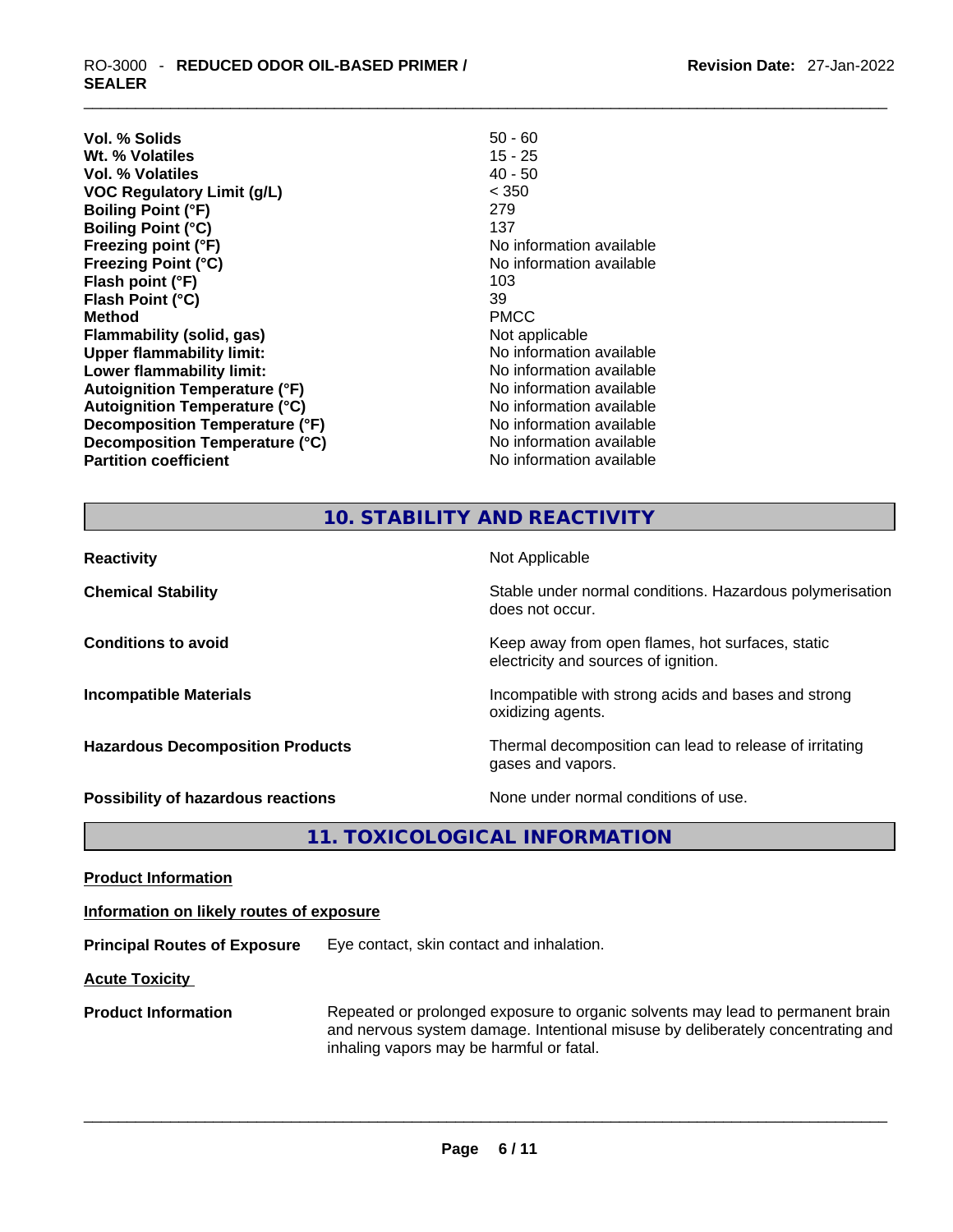| | |
|---|---|
| **Vol. % Solids** | 50 - 60 |
| **Wt. % Volatiles** | 15 - 25 |
| **Vol. % Volatiles** | 40 - 50 |
| **VOC Regulatory Limit (g/L)** | < 350 |
| **Boiling Point (°F)** | 279 |
| **Boiling Point (°C)** | 137 |
| **Freezing point (°F)** | No information available |
| **Freezing Point (°C)** | No information available |
| **Flash point (°F)** | 103 |
| **Flash Point (°C)** | 39 |
| **Method** | PMCC |
| **Flammability (solid, gas)** | Not applicable |
| **Upper flammability limit:** | No information available |
| **Lower flammability limit:** | No information available |
| **Autoignition Temperature (°F)** | No information available |
| **Autoignition Temperature (°C)** | No information available |
| **Decomposition Temperature (°F)** | No information available |
| **Decomposition Temperature (°C)** | No information available |
| **Partition coefficient** | No information available |

## 10. STABILITY AND REACTIVITY

| | |
|---|---|
| **Reactivity** | Not Applicable |
| **Chemical Stability** | Stable under normal conditions. Hazardous polymerisation does not occur. |
| **Conditions to avoid** | Keep away from open flames, hot surfaces, static electricity and sources of ignition. |
| **Incompatible Materials** | Incompatible with strong acids and bases and strong oxidizing agents. |
| **Hazardous Decomposition Products** | Thermal decomposition can lead to release of irritating gases and vapors. |
| **Possibility of hazardous reactions** | None under normal conditions of use. |

## 11. TOXICOLOGICAL INFORMATION

**Product Information**

**Information on likely routes of exposure**

**Principal Routes of Exposure** Eye contact, skin contact and inhalation.

**Acute Toxicity**

**Product Information** Repeated or prolonged exposure to organic solvents may lead to permanent brain and nervous system damage. Intentional misuse by deliberately concentrating and inhaling vapors may be harmful or fatal.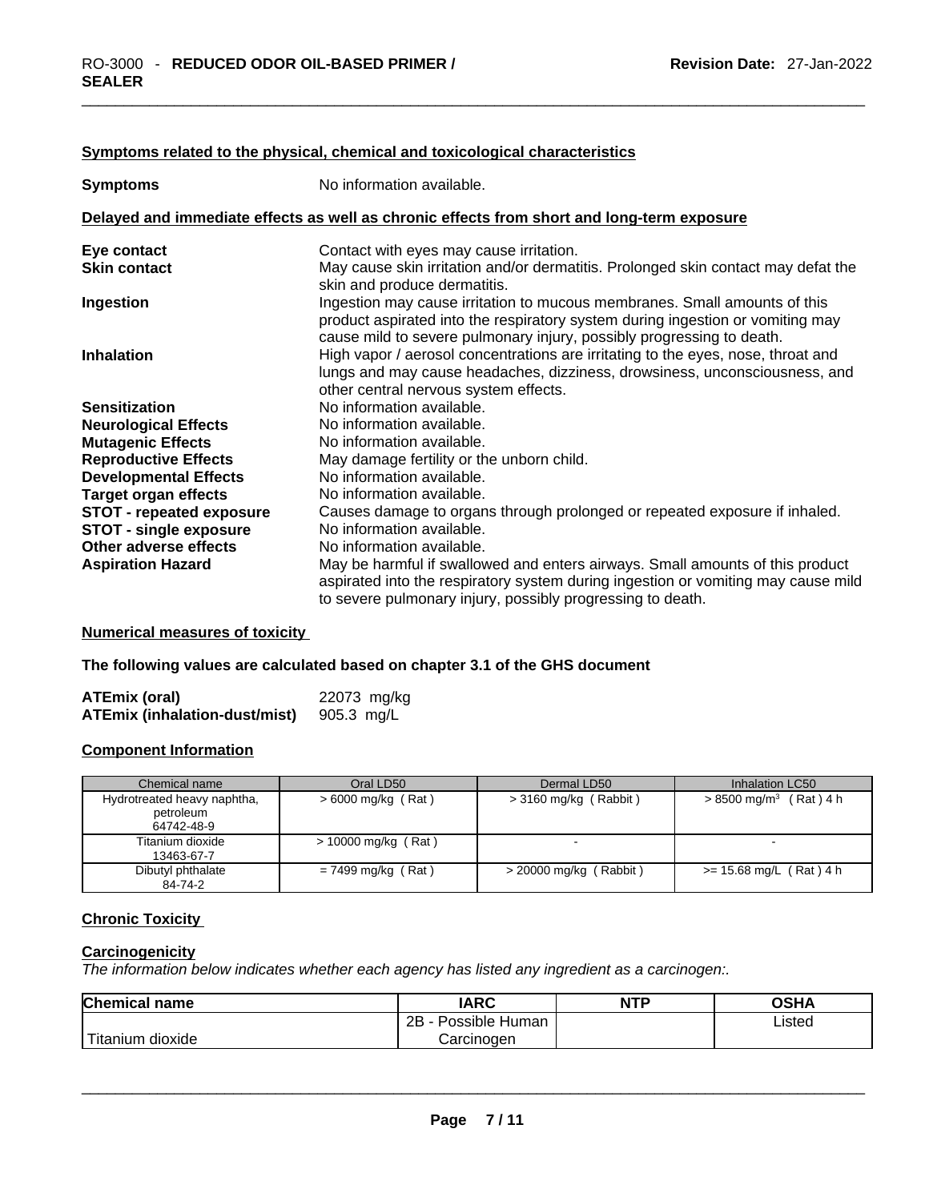#### Symptoms related to the physical, chemical and toxicological characteristics

**Symptoms** No information available.

#### Delayed and immediate effects as well as chronic effects from short and long-term exposure

| | |
|---|---|
| **Eye contact** | Contact with eyes may cause irritation. |
| **Skin contact** | May cause skin irritation and/or dermatitis. Prolonged skin contact may defat the skin and produce dermatitis. |
| **Ingestion** | Ingestion may cause irritation to mucous membranes. Small amounts of this product aspirated into the respiratory system during ingestion or vomiting may cause mild to severe pulmonary injury, possibly progressing to death. |
| **Inhalation** | High vapor / aerosol concentrations are irritating to the eyes, nose, throat and lungs and may cause headaches, dizziness, drowsiness, unconsciousness, and other central nervous system effects. |
| **Sensitization** | No information available. |
| **Neurological Effects** | No information available. |
| **Mutagenic Effects** | No information available. |
| **Reproductive Effects** | May damage fertility or the unborn child. |
| **Developmental Effects** | No information available. |
| **Target organ effects** | No information available. |
| **STOT - repeated exposure** | Causes damage to organs through prolonged or repeated exposure if inhaled. |
| **STOT - single exposure** | No information available. |
| **Other adverse effects** | No information available. |
| **Aspiration Hazard** | May be harmful if swallowed and enters airways. Small amounts of this product aspirated into the respiratory system during ingestion or vomiting may cause mild to severe pulmonary injury, possibly progressing to death. |

#### Numerical measures of toxicity

**The following values are calculated based on chapter 3.1 of the GHS document**

| | |
|---|---|
| **ATEmix (oral)** | 22073 mg/kg |
| **ATEmix (inhalation-dust/mist)** | 905.3 mg/L |

#### Component Information

| Chemical name | Oral LD50 | Dermal LD50 | Inhalation LC50 |
|---|---|---|---|
| Hydrotreated heavy naphtha, petroleum 64742-48-9 | > 6000 mg/kg ( Rat ) | > 3160 mg/kg ( Rabbit ) | > 8500 mg/m³ ( Rat ) 4 h |
| Titanium dioxide 13463-67-7 | > 10000 mg/kg ( Rat ) | - | - |
| Dibutyl phthalate 84-74-2 | = 7499 mg/kg ( Rat ) | > 20000 mg/kg ( Rabbit ) | >= 15.68 mg/L ( Rat ) 4 h |

#### Chronic Toxicity

#### Carcinogenicity

*The information below indicates whether each agency has listed any ingredient as a carcinogen:.*

| Chemical name | IARC | NTP | OSHA |
|---|---|---|---|
| Titanium dioxide | 2B - Possible Human Carcinogen | | Listed |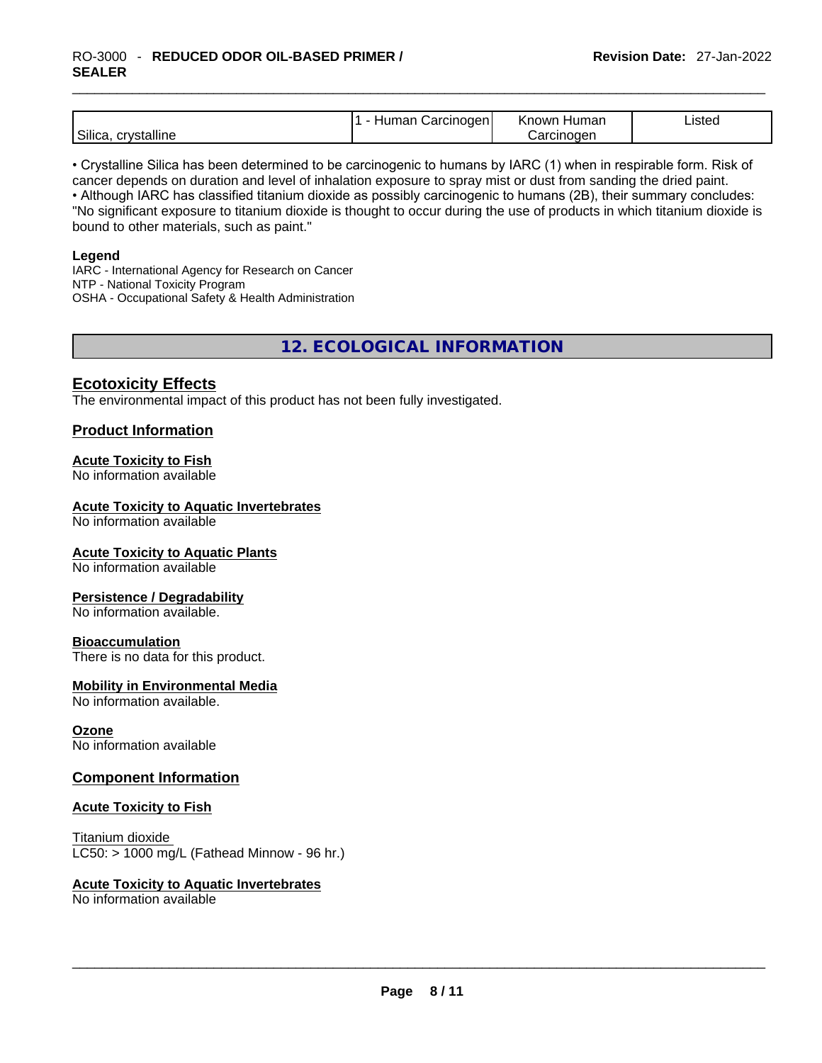| Silica, crystalline | 1 - Human Carcinogen | Known Human Carcinogen | Listed |
|---|---|---|---|

• Crystalline Silica has been determined to be carcinogenic to humans by IARC (1) when in respirable form. Risk of cancer depends on duration and level of inhalation exposure to spray mist or dust from sanding the dried paint.
• Although IARC has classified titanium dioxide as possibly carcinogenic to humans (2B), their summary concludes: "No significant exposure to titanium dioxide is thought to occur during the use of products in which titanium dioxide is bound to other materials, such as paint."

**Legend**
IARC - International Agency for Research on Cancer
NTP - National Toxicity Program
OSHA - Occupational Safety & Health Administration

## 12. ECOLOGICAL INFORMATION

### Ecotoxicity Effects

The environmental impact of this product has not been fully investigated.

### Product Information

**Acute Toxicity to Fish**
No information available

**Acute Toxicity to Aquatic Invertebrates**
No information available

**Acute Toxicity to Aquatic Plants**
No information available

**Persistence / Degradability**
No information available.

**Bioaccumulation**
There is no data for this product.

**Mobility in Environmental Media**
No information available.

**Ozone**
No information available

### Component Information

**Acute Toxicity to Fish**

Titanium dioxide
LC50: > 1000 mg/L (Fathead Minnow - 96 hr.)

**Acute Toxicity to Aquatic Invertebrates**
No information available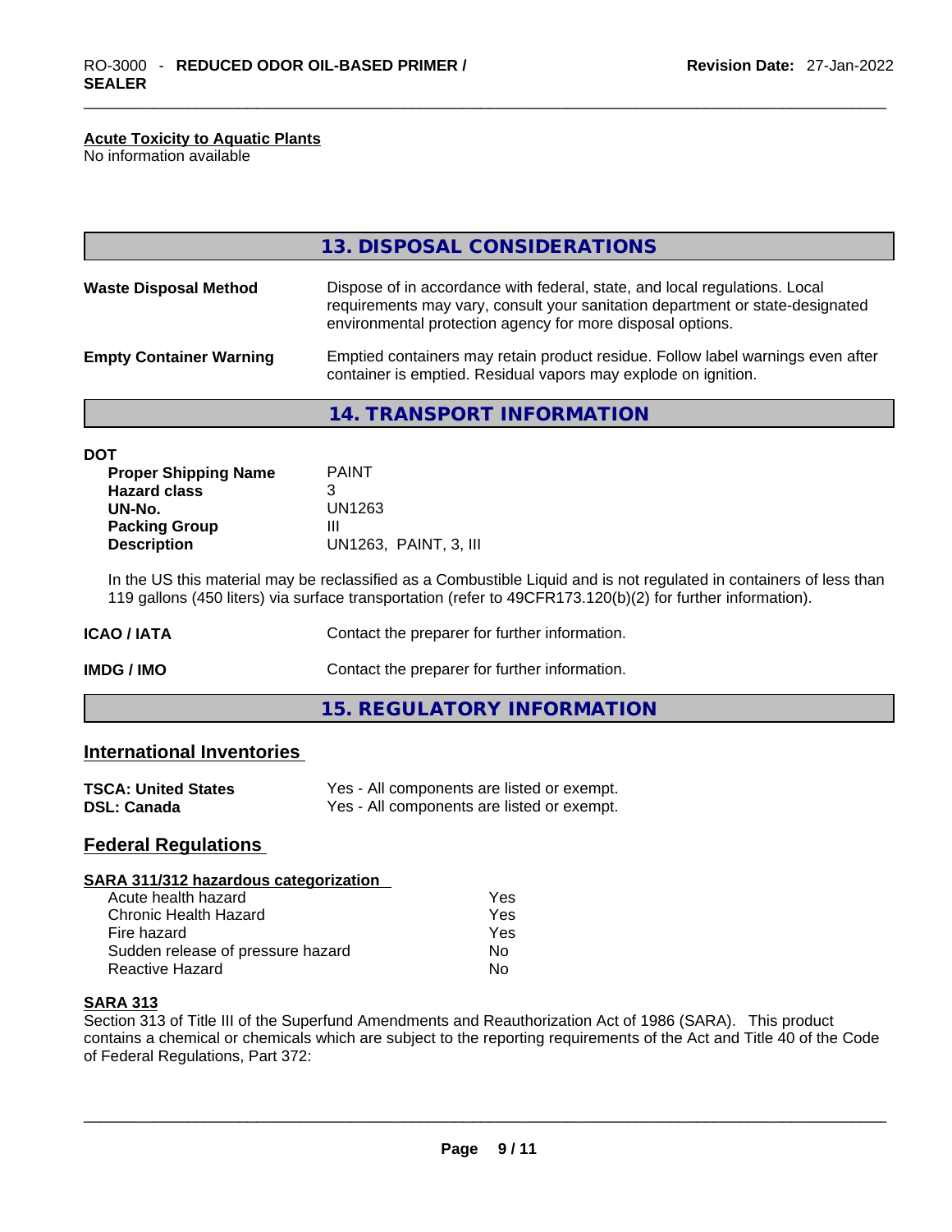**Acute Toxicity to Aquatic Plants**
No information available

## 13. DISPOSAL CONSIDERATIONS

| | |
|---|---|
| **Waste Disposal Method** | Dispose of in accordance with federal, state, and local regulations. Local requirements may vary, consult your sanitation department or state-designated environmental protection agency for more disposal options. |
| **Empty Container Warning** | Emptied containers may retain product residue. Follow label warnings even after container is emptied. Residual vapors may explode on ignition. |

## 14. TRANSPORT INFORMATION

**DOT**

| | |
|---|---|
| **Proper Shipping Name** | PAINT |
| **Hazard class** | 3 |
| **UN-No.** | UN1263 |
| **Packing Group** | III |
| **Description** | UN1263, PAINT, 3, III |

In the US this material may be reclassified as a Combustible Liquid and is not regulated in containers of less than 119 gallons (450 liters) via surface transportation (refer to 49CFR173.120(b)(2) for further information).

| | |
|---|---|
| **ICAO / IATA** | Contact the preparer for further information. |
| **IMDG / IMO** | Contact the preparer for further information. |

## 15. REGULATORY INFORMATION

### International Inventories

| | |
|---|---|
| **TSCA: United States** | Yes - All components are listed or exempt. |
| **DSL: Canada** | Yes - All components are listed or exempt. |

### Federal Regulations

**SARA 311/312 hazardous categorization**

| | |
|---|---|
| Acute health hazard | Yes |
| Chronic Health Hazard | Yes |
| Fire hazard | Yes |
| Sudden release of pressure hazard | No |
| Reactive Hazard | No |

**SARA 313**
Section 313 of Title III of the Superfund Amendments and Reauthorization Act of 1986 (SARA). This product contains a chemical or chemicals which are subject to the reporting requirements of the Act and Title 40 of the Code of Federal Regulations, Part 372: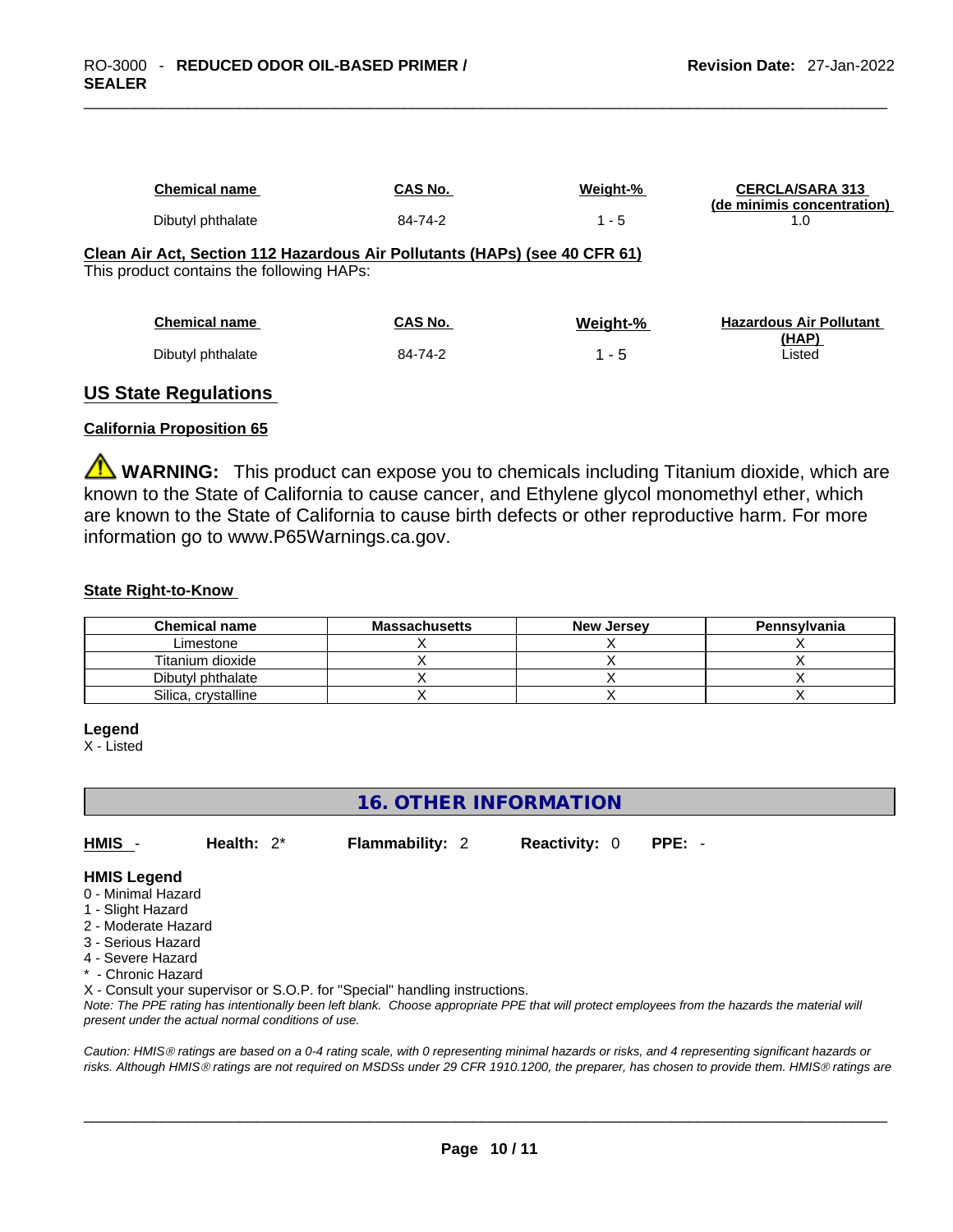| Chemical name | CAS No. | Weight-% | CERCLA/SARA 313 (de minimis concentration) |
|---|---|---|---|
| Dibutyl phthalate | 84-74-2 | 1 - 5 | 1.0 |

**Clean Air Act, Section 112 Hazardous Air Pollutants (HAPs) (see 40 CFR 61)**
This product contains the following HAPs:

| Chemical name | CAS No. | Weight-% | Hazardous Air Pollutant (HAP) |
|---|---|---|---|
| Dibutyl phthalate | 84-74-2 | 1 - 5 | Listed |

## US State Regulations

**California Proposition 65**

⚠ **WARNING:** This product can expose you to chemicals including Titanium dioxide, which are known to the State of California to cause cancer, and Ethylene glycol monomethyl ether, which are known to the State of California to cause birth defects or other reproductive harm. For more information go to www.P65Warnings.ca.gov.

**State Right-to-Know**

| Chemical name | Massachusetts | New Jersey | Pennsylvania |
|---|---|---|---|
| Limestone | X | X | X |
| Titanium dioxide | X | X | X |
| Dibutyl phthalate | X | X | X |
| Silica, crystalline | X | X | X |

**Legend**
X - Listed

## 16. OTHER INFORMATION

**HMIS** - **Health:** 2* **Flammability:** 2 **Reactivity:** 0 **PPE:** -

**HMIS Legend**
0 - Minimal Hazard
1 - Slight Hazard
2 - Moderate Hazard
3 - Serious Hazard
4 - Severe Hazard
* - Chronic Hazard
X - Consult your supervisor or S.O.P. for "Special" handling instructions.
*Note: The PPE rating has intentionally been left blank. Choose appropriate PPE that will protect employees from the hazards the material will present under the actual normal conditions of use.*

*Caution: HMIS® ratings are based on a 0-4 rating scale, with 0 representing minimal hazards or risks, and 4 representing significant hazards or risks. Although HMIS® ratings are not required on MSDSs under 29 CFR 1910.1200, the preparer, has chosen to provide them. HMIS® ratings are*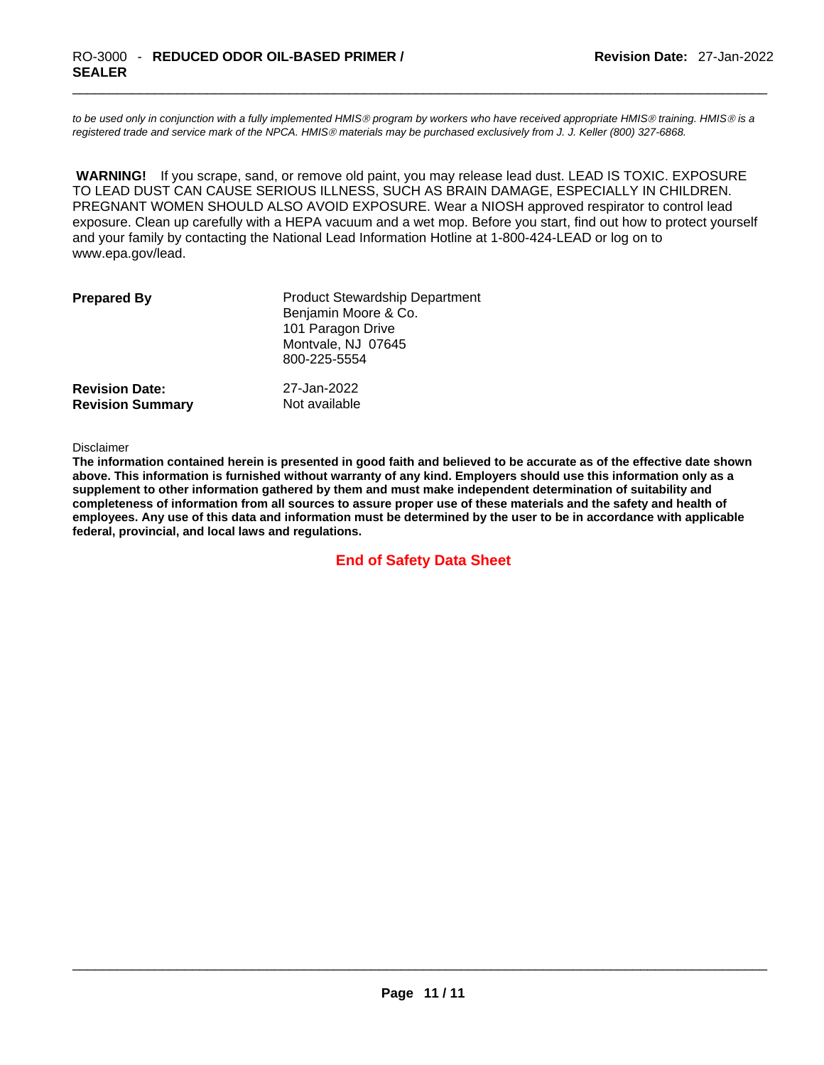*to be used only in conjunction with a fully implemented HMIS® program by workers who have received appropriate HMIS® training. HMIS® is a registered trade and service mark of the NPCA. HMIS® materials may be purchased exclusively from J. J. Keller (800) 327-6868.*

**WARNING!** If you scrape, sand, or remove old paint, you may release lead dust. LEAD IS TOXIC. EXPOSURE TO LEAD DUST CAN CAUSE SERIOUS ILLNESS, SUCH AS BRAIN DAMAGE, ESPECIALLY IN CHILDREN. PREGNANT WOMEN SHOULD ALSO AVOID EXPOSURE. Wear a NIOSH approved respirator to control lead exposure. Clean up carefully with a HEPA vacuum and a wet mop. Before you start, find out how to protect yourself and your family by contacting the National Lead Information Hotline at 1-800-424-LEAD or log on to www.epa.gov/lead.

**Prepared By**

Product Stewardship Department
Benjamin Moore & Co.
101 Paragon Drive
Montvale, NJ 07645
800-225-5554

**Revision Date:** 27-Jan-2022
**Revision Summary** Not available

Disclaimer

**The information contained herein is presented in good faith and believed to be accurate as of the effective date shown above. This information is furnished without warranty of any kind. Employers should use this information only as a supplement to other information gathered by them and must make independent determination of suitability and completeness of information from all sources to assure proper use of these materials and the safety and health of employees. Any use of this data and information must be determined by the user to be in accordance with applicable federal, provincial, and local laws and regulations.**

**End of Safety Data Sheet**